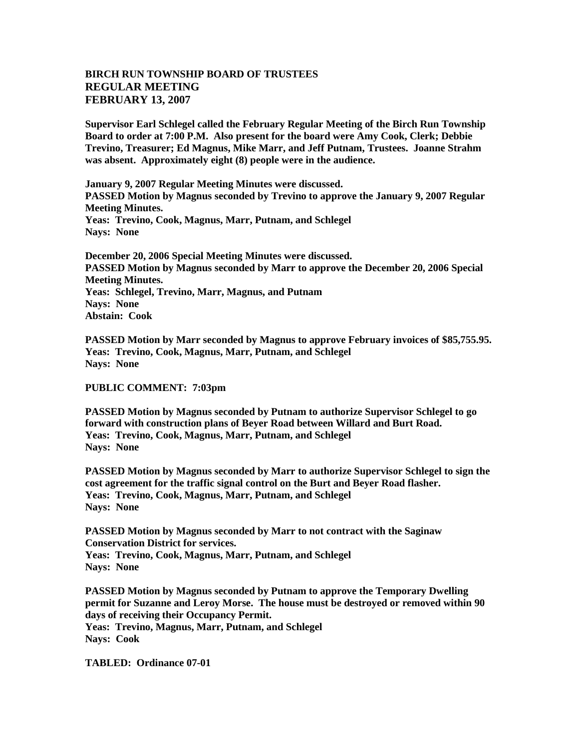**BIRCH RUN TOWNSHIP BOARD OF TRUSTEES**
**REGULAR MEETING**
**FEBRUARY 13, 2007**

**Supervisor Earl Schlegel called the February Regular Meeting of the Birch Run Township Board to order at 7:00 P.M. Also present for the board were Amy Cook, Clerk; Debbie Trevino, Treasurer; Ed Magnus, Mike Marr, and Jeff Putnam, Trustees. Joanne Strahm was absent. Approximately eight (8) people were in the audience.**

**January 9, 2007 Regular Meeting Minutes were discussed.**
**PASSED Motion by Magnus seconded by Trevino to approve the January 9, 2007 Regular Meeting Minutes.**
**Yeas: Trevino, Cook, Magnus, Marr, Putnam, and Schlegel**
**Nays: None**

**December 20, 2006 Special Meeting Minutes were discussed.**
**PASSED Motion by Magnus seconded by Marr to approve the December 20, 2006 Special Meeting Minutes.**
**Yeas: Schlegel, Trevino, Marr, Magnus, and Putnam**
**Nays: None**
**Abstain: Cook**

**PASSED Motion by Marr seconded by Magnus to approve February invoices of $85,755.95.**
**Yeas: Trevino, Cook, Magnus, Marr, Putnam, and Schlegel**
**Nays: None**

**PUBLIC COMMENT: 7:03pm**

**PASSED Motion by Magnus seconded by Putnam to authorize Supervisor Schlegel to go forward with construction plans of Beyer Road between Willard and Burt Road.**
**Yeas: Trevino, Cook, Magnus, Marr, Putnam, and Schlegel**
**Nays: None**

**PASSED Motion by Magnus seconded by Marr to authorize Supervisor Schlegel to sign the cost agreement for the traffic signal control on the Burt and Beyer Road flasher.**
**Yeas: Trevino, Cook, Magnus, Marr, Putnam, and Schlegel**
**Nays: None**

**PASSED Motion by Magnus seconded by Marr to not contract with the Saginaw Conservation District for services.**
**Yeas: Trevino, Cook, Magnus, Marr, Putnam, and Schlegel**
**Nays: None**

**PASSED Motion by Magnus seconded by Putnam to approve the Temporary Dwelling permit for Suzanne and Leroy Morse. The house must be destroyed or removed within 90 days of receiving their Occupancy Permit.**
**Yeas: Trevino, Magnus, Marr, Putnam, and Schlegel**
**Nays: Cook**

**TABLED: Ordinance 07-01**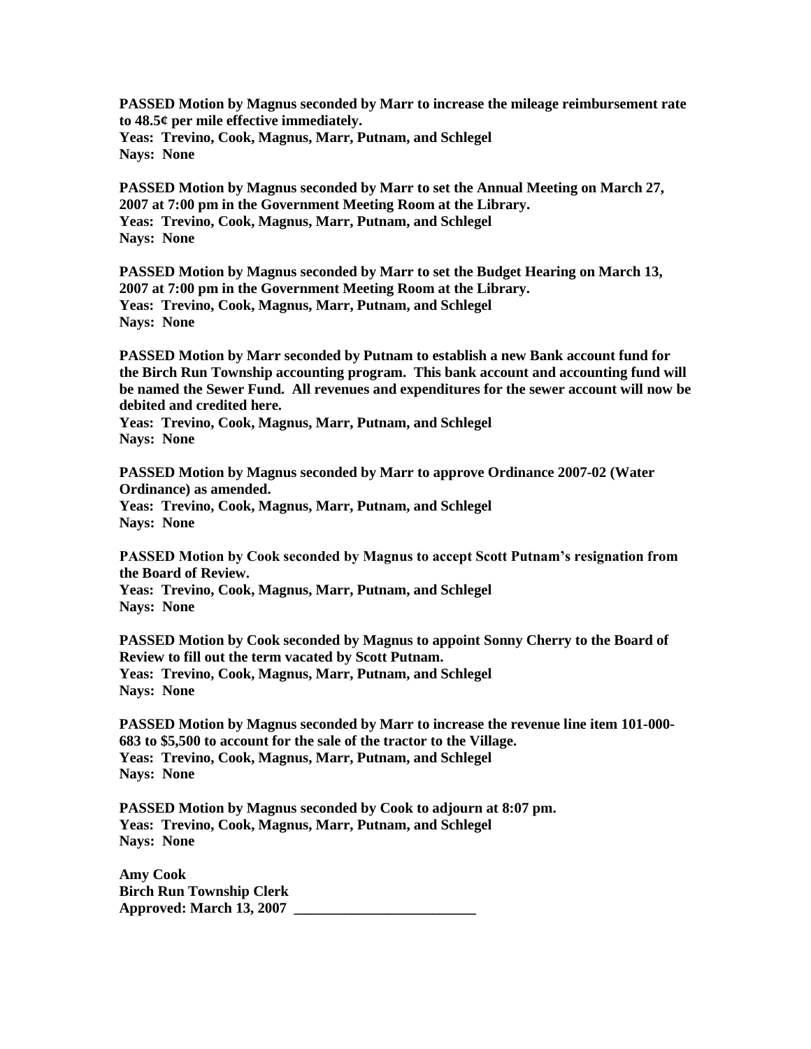**PASSED Motion by Magnus seconded by Marr to increase the mileage reimbursement rate to 48.5¢ per mile effective immediately.**
**Yeas: Trevino, Cook, Magnus, Marr, Putnam, and Schlegel**
**Nays: None**

**PASSED Motion by Magnus seconded by Marr to set the Annual Meeting on March 27, 2007 at 7:00 pm in the Government Meeting Room at the Library.**
**Yeas: Trevino, Cook, Magnus, Marr, Putnam, and Schlegel**
**Nays: None**

**PASSED Motion by Magnus seconded by Marr to set the Budget Hearing on March 13, 2007 at 7:00 pm in the Government Meeting Room at the Library.**
**Yeas: Trevino, Cook, Magnus, Marr, Putnam, and Schlegel**
**Nays: None**

**PASSED Motion by Marr seconded by Putnam to establish a new Bank account fund for the Birch Run Township accounting program. This bank account and accounting fund will be named the Sewer Fund. All revenues and expenditures for the sewer account will now be debited and credited here.**
**Yeas: Trevino, Cook, Magnus, Marr, Putnam, and Schlegel**
**Nays: None**

**PASSED Motion by Magnus seconded by Marr to approve Ordinance 2007-02 (Water Ordinance) as amended.**
**Yeas: Trevino, Cook, Magnus, Marr, Putnam, and Schlegel**
**Nays: None**

**PASSED Motion by Cook seconded by Magnus to accept Scott Putnam's resignation from the Board of Review.**
**Yeas: Trevino, Cook, Magnus, Marr, Putnam, and Schlegel**
**Nays: None**

**PASSED Motion by Cook seconded by Magnus to appoint Sonny Cherry to the Board of Review to fill out the term vacated by Scott Putnam.**
**Yeas: Trevino, Cook, Magnus, Marr, Putnam, and Schlegel**
**Nays: None**

**PASSED Motion by Magnus seconded by Marr to increase the revenue line item 101-000-683 to $5,500 to account for the sale of the tractor to the Village.**
**Yeas: Trevino, Cook, Magnus, Marr, Putnam, and Schlegel**
**Nays: None**

**PASSED Motion by Magnus seconded by Cook to adjourn at 8:07 pm.**
**Yeas: Trevino, Cook, Magnus, Marr, Putnam, and Schlegel**
**Nays: None**

**Amy Cook**
**Birch Run Township Clerk**
**Approved: March 13, 2007 _________________________**